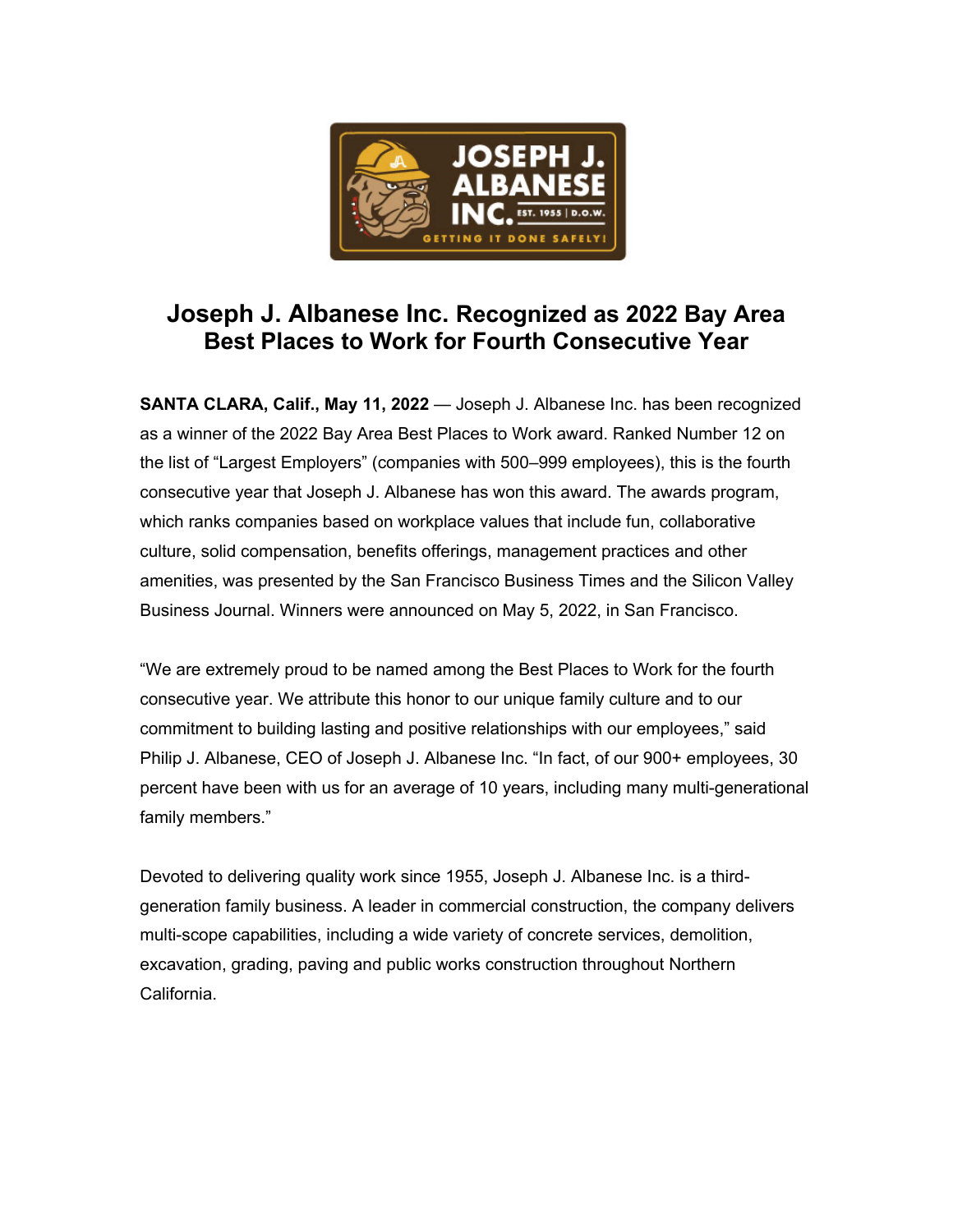# Joseph J. Albanese Inc. Recognized as 2022 Bay Area Best Places to Work for Fourth Consecutive Year

**SANTA CLARA, Calif., May 11, 2022** — Joseph J. Albanese Inc. has been recognized as a winner of the 2022 Bay Area Best Places to Work award. Ranked Number 12 on the list of "Largest Employers" (companies with 500–999 employees), this is the fourth consecutive year that Joseph J. Albanese has won this award. The awards program, which ranks companies based on workplace values that include fun, collaborative culture, solid compensation, benefits offerings, management practices and other amenities, was presented by the San Francisco Business Times and the Silicon Valley Business Journal. Winners were announced on May 5, 2022, in San Francisco.

"We are extremely proud to be named among the Best Places to Work for the fourth consecutive year. We attribute this honor to our unique family culture and to our commitment to building lasting and positive relationships with our employees," said Philip J. Albanese, CEO of Joseph J. Albanese Inc. "In fact, of our 900+ employees, 30 percent have been with us for an average of 10 years, including many multi-generational family members."

Devoted to delivering quality work since 1955, Joseph J. Albanese Inc. is a third-generation family business. A leader in commercial construction, the company delivers multi-scope capabilities, including a wide variety of concrete services, demolition, excavation, grading, paving and public works construction throughout Northern California.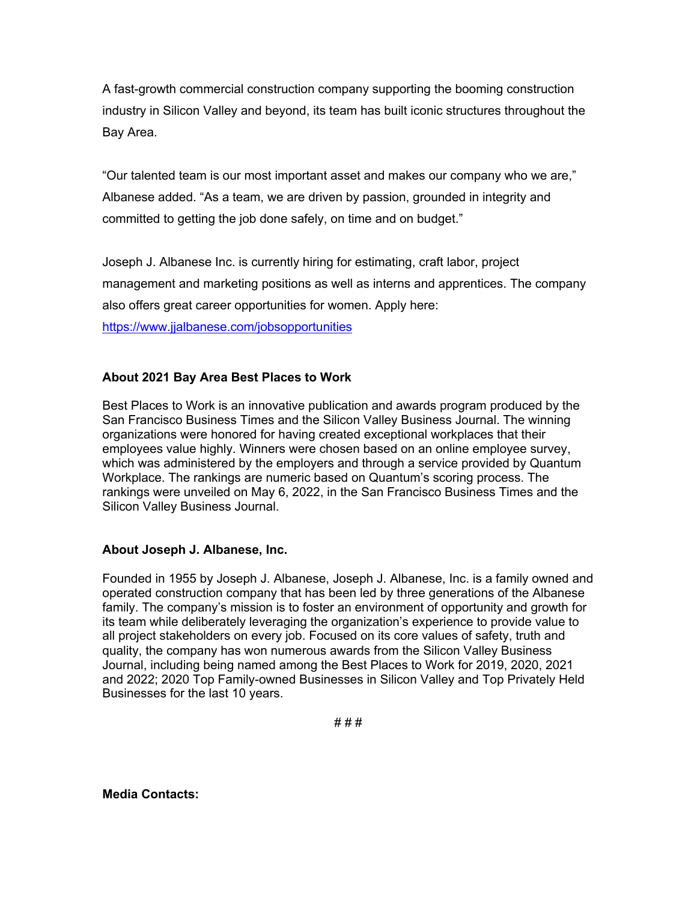A fast-growth commercial construction company supporting the booming construction industry in Silicon Valley and beyond, its team has built iconic structures throughout the Bay Area.

"Our talented team is our most important asset and makes our company who we are," Albanese added. "As a team, we are driven by passion, grounded in integrity and committed to getting the job done safely, on time and on budget."

Joseph J. Albanese Inc. is currently hiring for estimating, craft labor, project management and marketing positions as well as interns and apprentices. The company also offers great career opportunities for women. Apply here: [https://www.jjalbanese.com/jobsopportunities](https://www.jjalbanese.com/jobsopportunities)

**About 2021 Bay Area Best Places to Work**

Best Places to Work is an innovative publication and awards program produced by the San Francisco Business Times and the Silicon Valley Business Journal. The winning organizations were honored for having created exceptional workplaces that their employees value highly. Winners were chosen based on an online employee survey, which was administered by the employers and through a service provided by Quantum Workplace. The rankings are numeric based on Quantum's scoring process. The rankings were unveiled on May 6, 2022, in the San Francisco Business Times and the Silicon Valley Business Journal.

**About Joseph J. Albanese, Inc.**

Founded in 1955 by Joseph J. Albanese, Joseph J. Albanese, Inc. is a family owned and operated construction company that has been led by three generations of the Albanese family. The company's mission is to foster an environment of opportunity and growth for its team while deliberately leveraging the organization's experience to provide value to all project stakeholders on every job. Focused on its core values of safety, truth and quality, the company has won numerous awards from the Silicon Valley Business Journal, including being named among the Best Places to Work for 2019, 2020, 2021 and 2022; 2020 Top Family-owned Businesses in Silicon Valley and Top Privately Held Businesses for the last 10 years.

# # #

**Media Contacts:**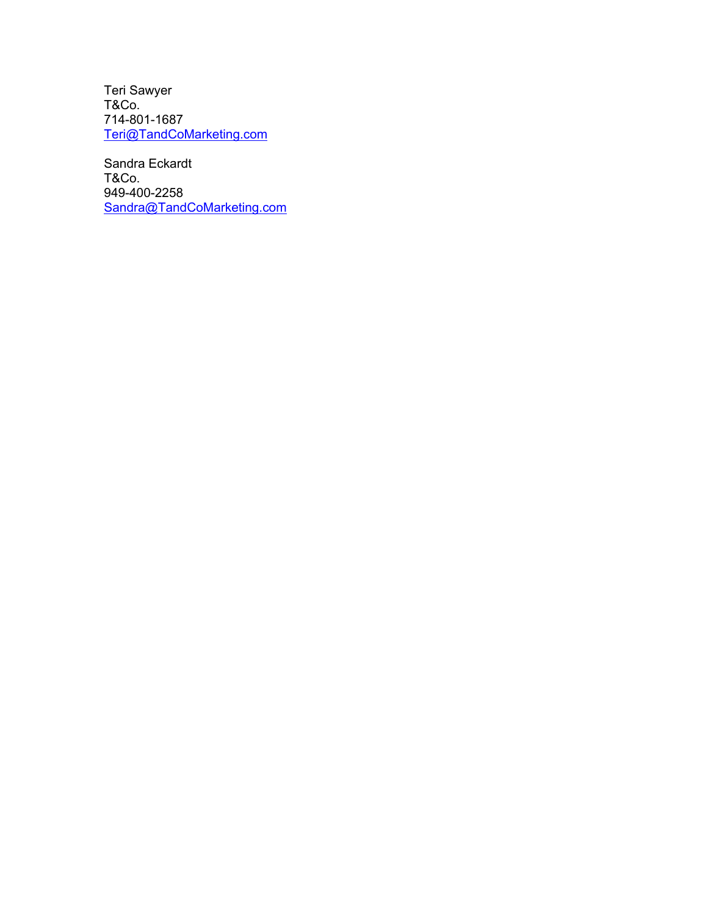Teri Sawyer
T&Co.
714-801-1687
Teri@TandCoMarketing.com

Sandra Eckardt
T&Co.
949-400-2258
Sandra@TandCoMarketing.com